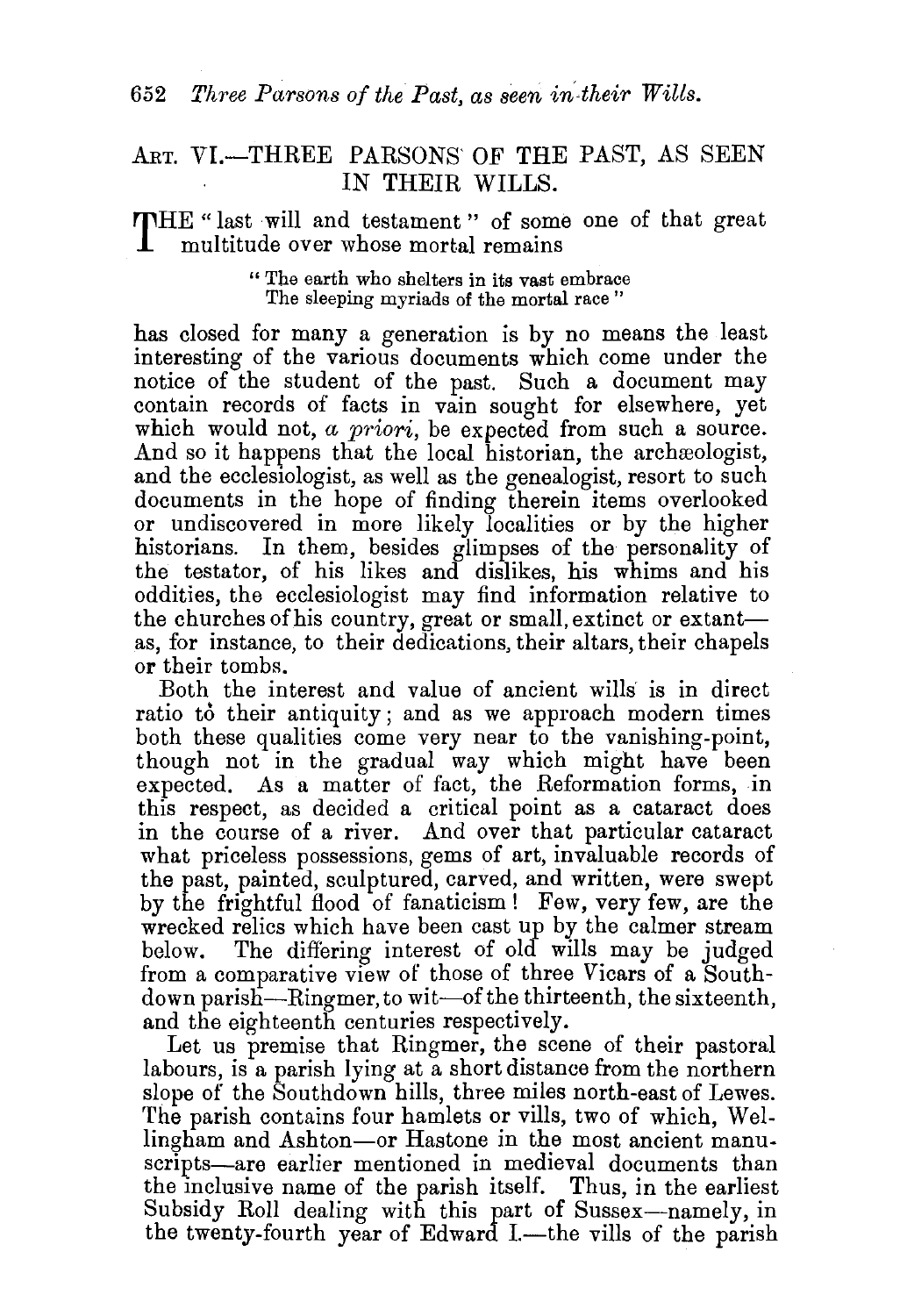## ART. VI.—THREE PARSONS OF THE PAST, AS SEEN IN THEIR WILLS.

THE "last will and testament" of some one of that great multitude over whose mortal remains

> "The earth who shelters in its vast embrace
> The sleeping myriads of the mortal race"

has closed for many a generation is by no means the least interesting of the various documents which come under the notice of the student of the past. Such a document may contain records of facts in vain sought for elsewhere, yet which would not, *a priori*, be expected from such a source. And so it happens that the local historian, the archæologist, and the ecclesiologist, as well as the genealogist, resort to such documents in the hope of finding therein items overlooked or undiscovered in more likely localities or by the higher historians. In them, besides glimpses of the personality of the testator, of his likes and dislikes, his whims and his oddities, the ecclesiologist may find information relative to the churches of his country, great or small, extinct or extant—as, for instance, to their dedications, their altars, their chapels or their tombs.

Both the interest and value of ancient wills is in direct ratio to their antiquity; and as we approach modern times both these qualities come very near to the vanishing-point, though not in the gradual way which might have been expected. As a matter of fact, the Reformation forms, in this respect, as decided a critical point as a cataract does in the course of a river. And over that particular cataract what priceless possessions, gems of art, invaluable records of the past, painted, sculptured, carved, and written, were swept by the frightful flood of fanaticism! Few, very few, are the wrecked relics which have been cast up by the calmer stream below. The differing interest of old wills may be judged from a comparative view of those of three Vicars of a Southdown parish—Ringmer, to wit—of the thirteenth, the sixteenth, and the eighteenth centuries respectively.

Let us premise that Ringmer, the scene of their pastoral labours, is a parish lying at a short distance from the northern slope of the Southdown hills, three miles north-east of Lewes. The parish contains four hamlets or vills, two of which, Wellingham and Ashton—or Hastone in the most ancient manuscripts—are earlier mentioned in medieval documents than the inclusive name of the parish itself. Thus, in the earliest Subsidy Roll dealing with this part of Sussex—namely, in the twenty-fourth year of Edward I.—the vills of the parish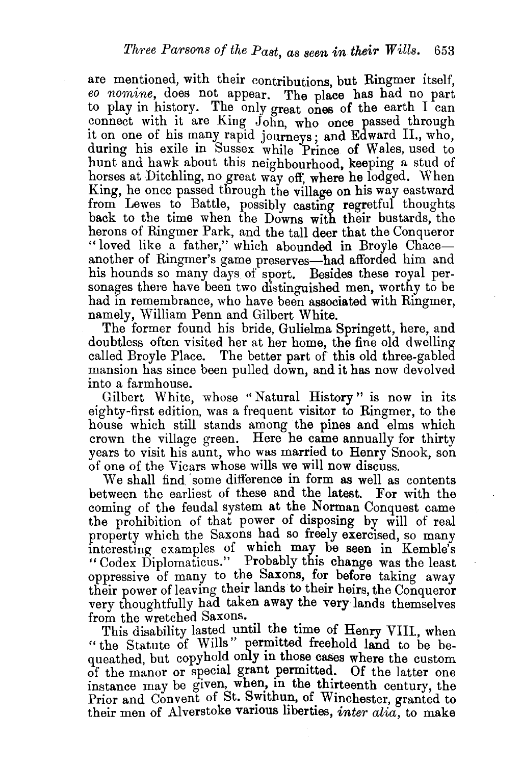are mentioned, with their contributions, but Ringmer itself, *eo nomine*, does not appear. The place has had no part to play in history. The only great ones of the earth I can connect with it are King John, who once passed through it on one of his many rapid journeys; and Edward II., who, during his exile in Sussex while Prince of Wales, used to hunt and hawk about this neighbourhood, keeping a stud of horses at Ditchling, no great way off, where he lodged. When King, he once passed through the village on his way eastward from Lewes to Battle, possibly casting regretful thoughts back to the time when the Downs with their bustards, the herons of Ringmer Park, and the tall deer that the Conqueror "loved like a father," which abounded in Broyle Chace—another of Ringmer's game preserves—had afforded him and his hounds so many days of sport. Besides these royal personages there have been two distinguished men, worthy to be had in remembrance, who have been associated with Ringmer, namely, William Penn and Gilbert White.

The former found his bride, Gulielma Springett, here, and doubtless often visited her at her home, the fine old dwelling called Broyle Place. The better part of this old three-gabled mansion has since been pulled down, and it has now devolved into a farmhouse.

Gilbert White, whose "Natural History" is now in its eighty-first edition, was a frequent visitor to Ringmer, to the house which still stands among the pines and elms which crown the village green. Here he came annually for thirty years to visit his aunt, who was married to Henry Snook, son of one of the Vicars whose wills we will now discuss.

We shall find some difference in form as well as contents between the earliest of these and the latest. For with the coming of the feudal system at the Norman Conquest came the prohibition of that power of disposing by will of real property which the Saxons had so freely exercised, so many interesting examples of which may be seen in Kemble's "Codex Diplomaticus." Probably this change was the least oppressive of many to the Saxons, for before taking away their power of leaving their lands to their heirs, the Conqueror very thoughtfully had taken away the very lands themselves from the wretched Saxons.

This disability lasted until the time of Henry VIII., when "the Statute of Wills" permitted freehold land to be bequeathed, but copyhold only in those cases where the custom of the manor or special grant permitted. Of the latter one instance may be given, when, in the thirteenth century, the Prior and Convent of St. Swithun, of Winchester, granted to their men of Alverstoke various liberties, *inter alia*, to make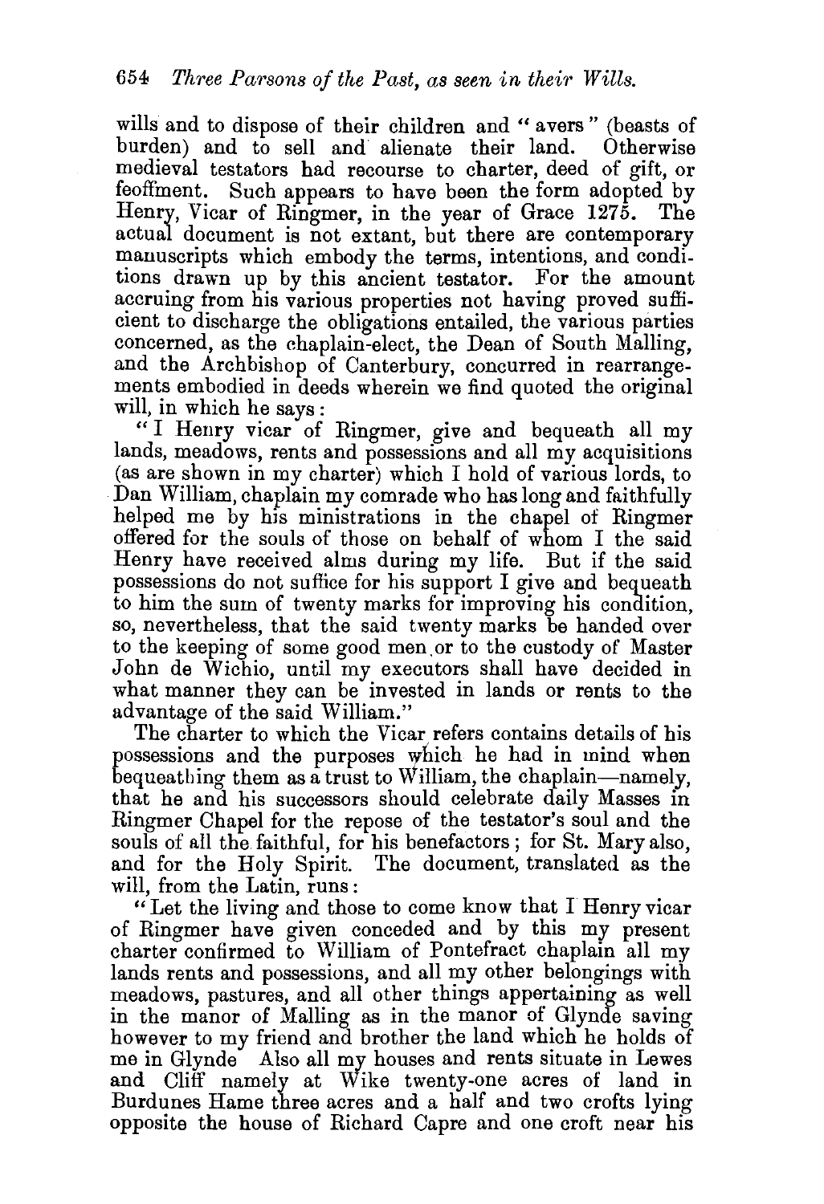wills and to dispose of their children and "avers" (beasts of burden) and to sell and alienate their land. Otherwise medieval testators had recourse to charter, deed of gift, or feoffment. Such appears to have been the form adopted by Henry, Vicar of Ringmer, in the year of Grace 1275. The actual document is not extant, but there are contemporary manuscripts which embody the terms, intentions, and conditions drawn up by this ancient testator. For the amount accruing from his various properties not having proved sufficient to discharge the obligations entailed, the various parties concerned, as the chaplain-elect, the Dean of South Malling, and the Archbishop of Canterbury, concurred in rearrangements embodied in deeds wherein we find quoted the original will, in which he says:

"I Henry vicar of Ringmer, give and bequeath all my lands, meadows, rents and possessions and all my acquisitions (as are shown in my charter) which I hold of various lords, to Dan William, chaplain my comrade who has long and faithfully helped me by his ministrations in the chapel of Ringmer offered for the souls of those on behalf of whom I the said Henry have received alms during my life. But if the said possessions do not suffice for his support I give and bequeath to him the sum of twenty marks for improving his condition, so, nevertheless, that the said twenty marks be handed over to the keeping of some good men or to the custody of Master John de Wichio, until my executors shall have decided in what manner they can be invested in lands or rents to the advantage of the said William."

The charter to which the Vicar refers contains details of his possessions and the purposes which he had in mind when bequeathing them as a trust to William, the chaplain—namely, that he and his successors should celebrate daily Masses in Ringmer Chapel for the repose of the testator's soul and the souls of all the faithful, for his benefactors; for St. Mary also, and for the Holy Spirit. The document, translated as the will, from the Latin, runs:

"Let the living and those to come know that I Henry vicar of Ringmer have given conceded and by this my present charter confirmed to William of Pontefract chaplain all my lands rents and possessions, and all my other belongings with meadows, pastures, and all other things appertaining as well in the manor of Malling as in the manor of Glynde saving however to my friend and brother the land which he holds of me in Glynde Also all my houses and rents situate in Lewes and Cliff namely at Wike twenty-one acres of land in Burdunes Hame three acres and a half and two crofts lying opposite the house of Richard Capre and one croft near his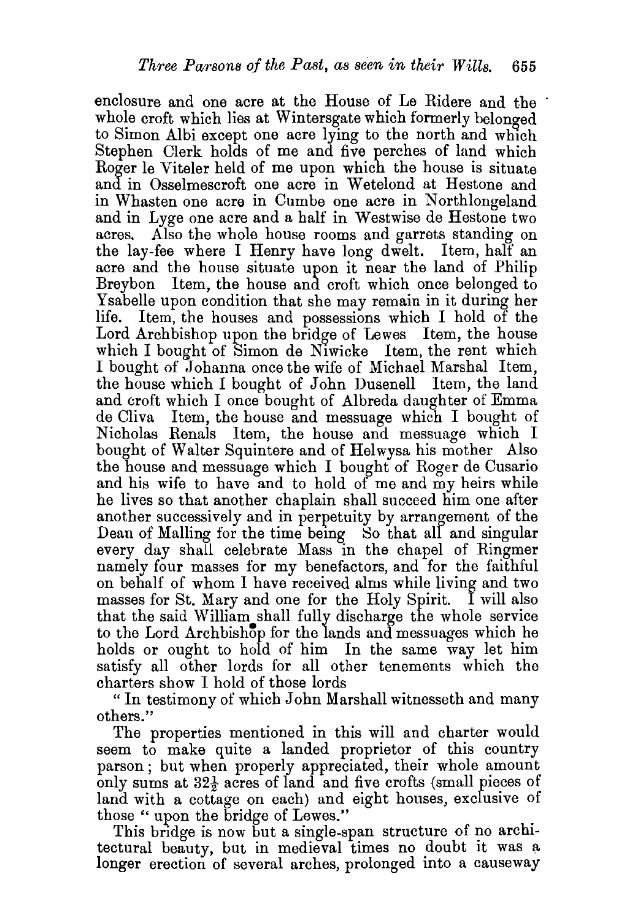enclosure and one acre at the House of Le Ridere and the whole croft which lies at Wintersgate which formerly belonged to Simon Albi except one acre lying to the north and which Stephen Clerk holds of me and five perches of land which Roger le Viteler held of me upon which the house is situate and in Osselmescroft one acre in Wetelond at Hestone and in Whasten one acre in Cumbe one acre in Northlongeland and in Lyge one acre and a half in Westwise de Hestone two acres. Also the whole house rooms and garrets standing on the lay-fee where I Henry have long dwelt. Item, half an acre and the house situate upon it near the land of Philip Breybon Item, the house and croft which once belonged to Ysabelle upon condition that she may remain in it during her life. Item, the houses and possessions which I hold of the Lord Archbishop upon the bridge of Lewes Item, the house which I bought of Simon de Niwicke Item, the rent which I bought of Johanna once the wife of Michael Marshal Item, the house which I bought of John Dusenell Item, the land and croft which I once bought of Albreda daughter of Emma de Cliva Item, the house and messuage which I bought of Nicholas Renals Item, the house and messuage which I bought of Walter Squintere and of Helwysa his mother Also the house and messuage which I bought of Roger de Cusario and his wife to have and to hold of me and my heirs while he lives so that another chaplain shall succeed him one after another successively and in perpetuity by arrangement of the Dean of Malling for the time being So that all and singular every day shall celebrate Mass in the chapel of Ringmer namely four masses for my benefactors, and for the faithful on behalf of whom I have received alms while living and two masses for St. Mary and one for the Holy Spirit. I will also that the said William shall fully discharge the whole service to the Lord Archbishop for the lands and messuages which he holds or ought to hold of him In the same way let him satisfy all other lords for all other tenements which the charters show I hold of those lords

"In testimony of which John Marshall witnesseth and many others."

The properties mentioned in this will and charter would seem to make quite a landed proprietor of this country parson; but when properly appreciated, their whole amount only sums at 32½ acres of land and five crofts (small pieces of land with a cottage on each) and eight houses, exclusive of those "upon the bridge of Lewes."

This bridge is now but a single-span structure of no architectural beauty, but in medieval times no doubt it was a longer erection of several arches, prolonged into a causeway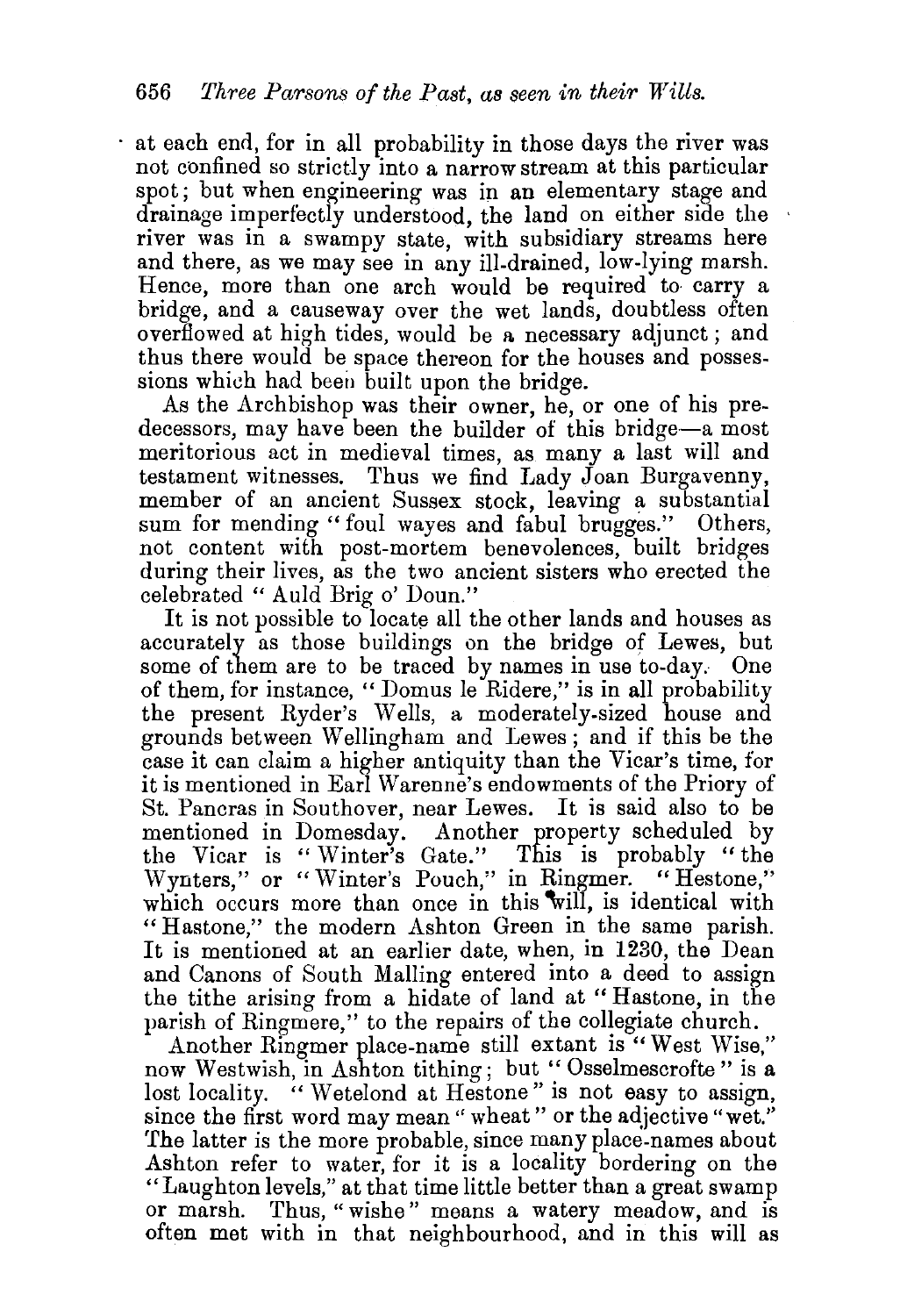at each end, for in all probability in those days the river was not confined so strictly into a narrow stream at this particular spot; but when engineering was in an elementary stage and drainage imperfectly understood, the land on either side the river was in a swampy state, with subsidiary streams here and there, as we may see in any ill-drained, low-lying marsh. Hence, more than one arch would be required to carry a bridge, and a causeway over the wet lands, doubtless often overflowed at high tides, would be a necessary adjunct; and thus there would be space thereon for the houses and possessions which had been built upon the bridge.

As the Archbishop was their owner, he, or one of his predecessors, may have been the builder of this bridge—a most meritorious act in medieval times, as many a last will and testament witnesses. Thus we find Lady Joan Burgavenny, member of an ancient Sussex stock, leaving a substantial sum for mending "foul wayes and fabul brugges." Others, not content with post-mortem benevolences, built bridges during their lives, as the two ancient sisters who erected the celebrated "Auld Brig o' Doun."

It is not possible to locate all the other lands and houses as accurately as those buildings on the bridge of Lewes, but some of them are to be traced by names in use to-day. One of them, for instance, "Domus le Ridere," is in all probability the present Ryder's Wells, a moderately-sized house and grounds between Wellingham and Lewes; and if this be the case it can claim a higher antiquity than the Vicar's time, for it is mentioned in Earl Warenne's endowments of the Priory of St. Pancras in Southover, near Lewes. It is said also to be mentioned in Domesday. Another property scheduled by the Vicar is "Winter's Gate." This is probably "the Wynters," or "Winter's Pouch," in Ringmer. "Hestone," which occurs more than once in this will, is identical with "Hastone," the modern Ashton Green in the same parish. It is mentioned at an earlier date, when, in 1230, the Dean and Canons of South Malling entered into a deed to assign the tithe arising from a hidate of land at "Hastone, in the parish of Ringmere," to the repairs of the collegiate church.

Another Ringmer place-name still extant is "West Wise," now Westwish, in Ashton tithing; but "Osselmescrofte" is a lost locality. "Wetelond at Hestone" is not easy to assign, since the first word may mean "wheat" or the adjective "wet." The latter is the more probable, since many place-names about Ashton refer to water, for it is a locality bordering on the "Laughton levels," at that time little better than a great swamp or marsh. Thus, "wishe" means a watery meadow, and is often met with in that neighbourhood, and in this will as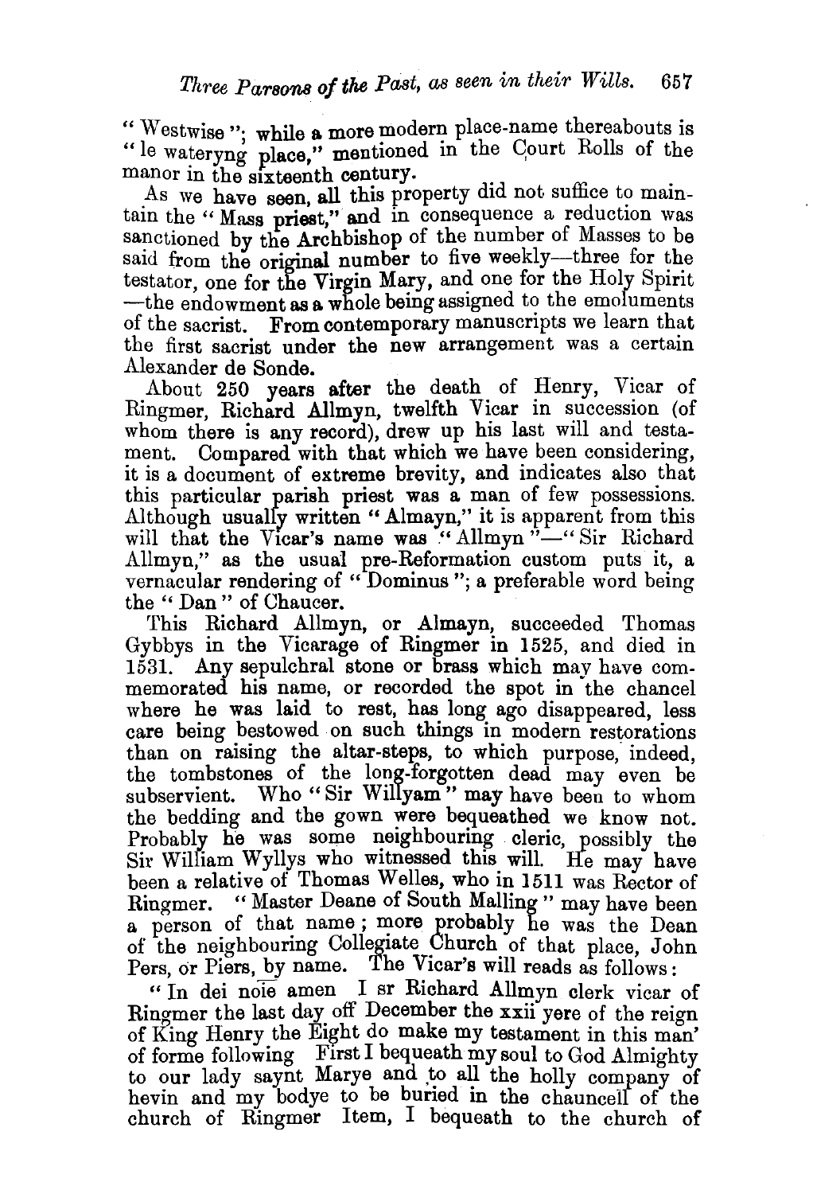"Westwise"; while a more modern place-name thereabouts is "le wateryng place," mentioned in the Court Rolls of the manor in the sixteenth century.

As we have seen, all this property did not suffice to maintain the "Mass priest," and in consequence a reduction was sanctioned by the Archbishop of the number of Masses to be said from the original number to five weekly—three for the testator, one for the Virgin Mary, and one for the Holy Spirit —the endowment as a whole being assigned to the emoluments of the sacrist. From contemporary manuscripts we learn that the first sacrist under the new arrangement was a certain Alexander de Sonde.

About 250 years after the death of Henry, Vicar of Ringmer, Richard Allmyn, twelfth Vicar in succession (of whom there is any record), drew up his last will and testament. Compared with that which we have been considering, it is a document of extreme brevity, and indicates also that this particular parish priest was a man of few possessions. Although usually written "Almayn," it is apparent from this will that the Vicar's name was "Allmyn"—"Sir Richard Allmyn," as the usual pre-Reformation custom puts it, a vernacular rendering of "Dominus"; a preferable word being the "Dan" of Chaucer.

This Richard Allmyn, or Almayn, succeeded Thomas Gybbys in the Vicarage of Ringmer in 1525, and died in 1531. Any sepulchral stone or brass which may have commemorated his name, or recorded the spot in the chancel where he was laid to rest, has long ago disappeared, less care being bestowed on such things in modern restorations than on raising the altar-steps, to which purpose, indeed, the tombstones of the long-forgotten dead may even be subservient. Who "Sir Willyam" may have been to whom the bedding and the gown were bequeathed we know not. Probably he was some neighbouring cleric, possibly the Sir William Wyllys who witnessed this will. He may have been a relative of Thomas Welles, who in 1511 was Rector of Ringmer. "Master Deane of South Malling" may have been a person of that name; more probably he was the Dean of the neighbouring Collegiate Church of that place, John Pers, or Piers, by name. The Vicar's will reads as follows:

"In dei noīe amen I sr Richard Allmyn clerk vicar of Ringmer the last day off December the xxii yere of the reign of King Henry the Eight do make my testament in this man' of forme following First I bequeath my soul to God Almighty to our lady saynt Marye and to all the holly company of hevin and my bodye to be buried in the chauncell of the church of Ringmer Item, I bequeath to the church of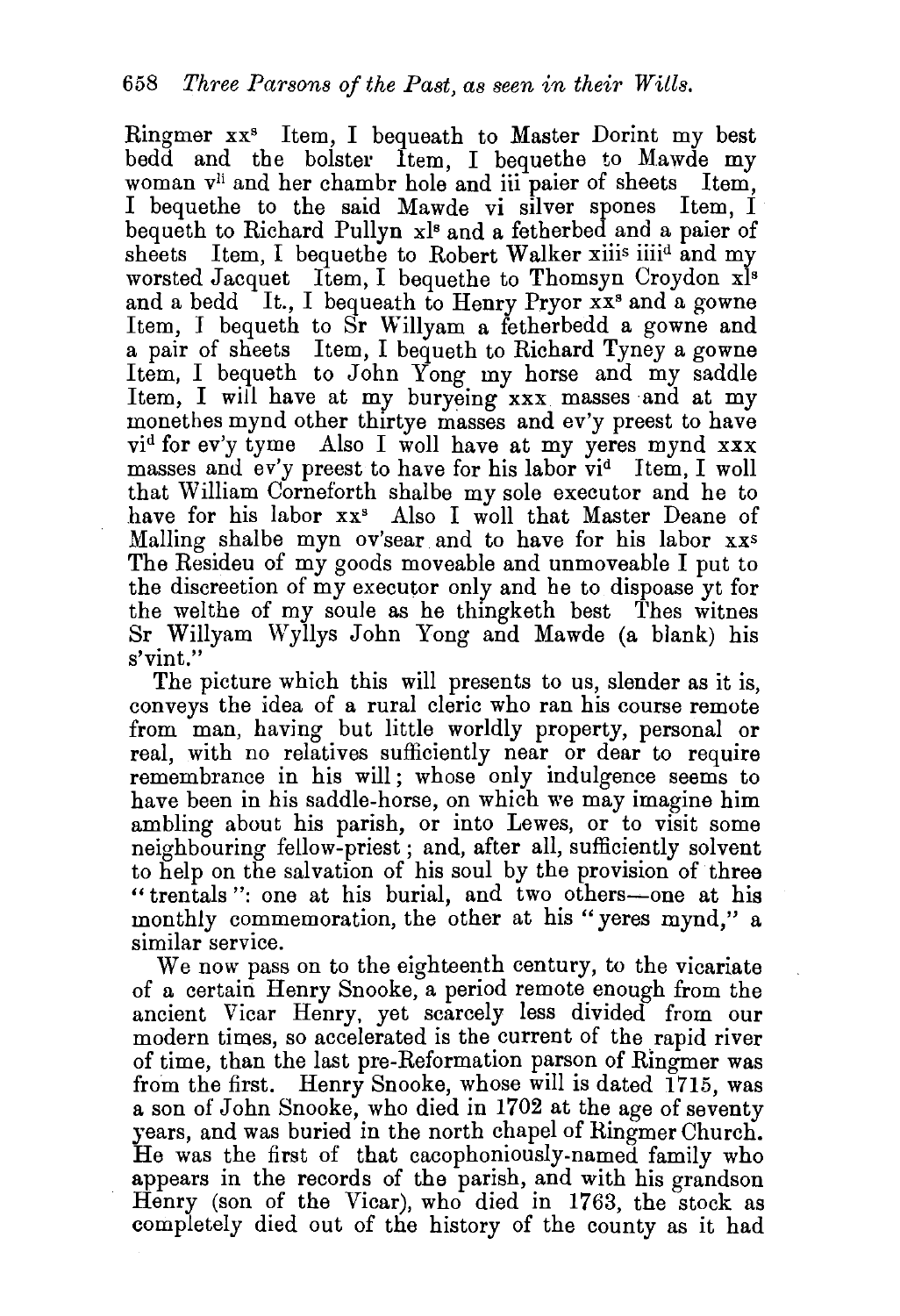Ringmer xx[s] Item, I bequeath to Master Dorint my best bedd and the bolster Item, I bequethe to Mawde my woman v[li] and her chambr hole and iii paier of sheets Item, I bequethe to the said Mawde vi silver spones Item, I bequeth to Richard Pullyn xl[s] and a fetherbed and a paier of sheets Item, I bequethe to Robert Walker xiii[s] iiii[d] and my worsted Jacquet Item, I bequethe to Thomsyn Croydon xl[s] and a bedd It., I bequeath to Henry Pryor xx[s] and a gowne Item, I bequeth to Sr Willyam a fetherbedd a gowne and a pair of sheets Item, I bequeth to Richard Tyney a gowne Item, I bequeth to John Yong my horse and my saddle Item, I will have at my buryeing xxx masses and at my monethes mynd other thirtye masses and ev'y preest to have vi[d] for ev'y tyme Also I woll have at my yeres mynd xxx masses and ev'y preest to have for his labor vi[d] Item, I woll that William Corneforth shalbe my sole executor and he to have for his labor xx[s] Also I woll that Master Deane of Malling shalbe myn ov'sear and to have for his labor xx[s] The Resideu of my goods moveable and unmoveable I put to the discreetion of my executor only and he to dispoase yt for the welthe of my soule as he thingketh best Thes witnes Sr Willyam Wyllys John Yong and Mawde (a blank) his s'vint."

The picture which this will presents to us, slender as it is, conveys the idea of a rural cleric who ran his course remote from man, having but little worldly property, personal or real, with no relatives sufficiently near or dear to require remembrance in his will; whose only indulgence seems to have been in his saddle-horse, on which we may imagine him ambling about his parish, or into Lewes, or to visit some neighbouring fellow-priest; and, after all, sufficiently solvent to help on the salvation of his soul by the provision of three "trentals": one at his burial, and two others—one at his monthly commemoration, the other at his "yeres mynd," a similar service.

We now pass on to the eighteenth century, to the vicariate of a certain Henry Snooke, a period remote enough from the ancient Vicar Henry, yet scarcely less divided from our modern times, so accelerated is the current of the rapid river of time, than the last pre-Reformation parson of Ringmer was from the first. Henry Snooke, whose will is dated 1715, was a son of John Snooke, who died in 1702 at the age of seventy years, and was buried in the north chapel of Ringmer Church. He was the first of that cacophoniously-named family who appears in the records of the parish, and with his grandson Henry (son of the Vicar), who died in 1763, the stock as completely died out of the history of the county as it had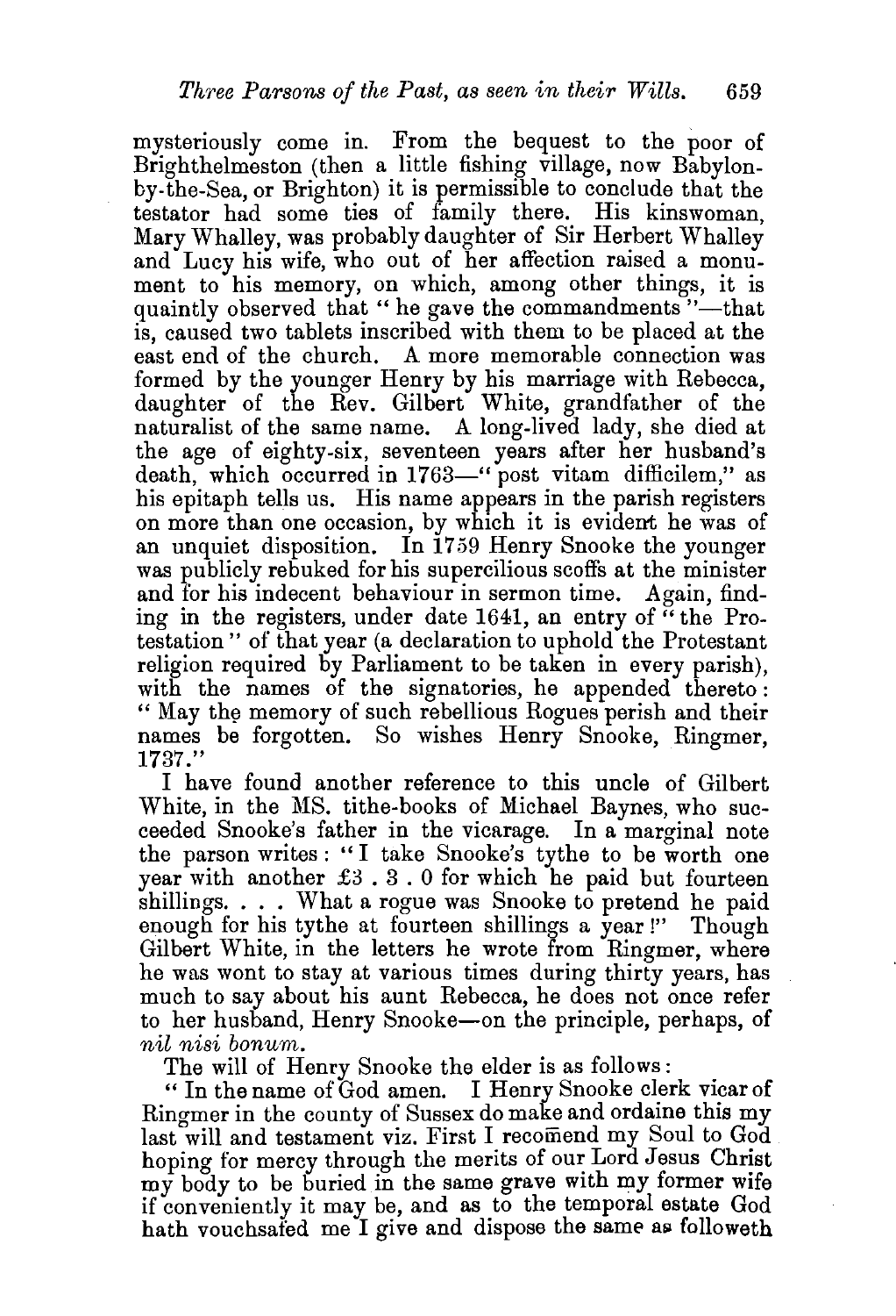mysteriously come in. From the bequest to the poor of Brighthelmeston (then a little fishing village, now Babylon-by-the-Sea, or Brighton) it is permissible to conclude that the testator had some ties of family there. His kinswoman, Mary Whalley, was probably daughter of Sir Herbert Whalley and Lucy his wife, who out of her affection raised a monument to his memory, on which, among other things, it is quaintly observed that "he gave the commandments"—that is, caused two tablets inscribed with them to be placed at the east end of the church. A more memorable connection was formed by the younger Henry by his marriage with Rebecca, daughter of the Rev. Gilbert White, grandfather of the naturalist of the same name. A long-lived lady, she died at the age of eighty-six, seventeen years after her husband's death, which occurred in 1763—"post vitam difficilem," as his epitaph tells us. His name appears in the parish registers on more than one occasion, by which it is evident he was of an unquiet disposition. In 1759 Henry Snooke the younger was publicly rebuked for his supercilious scoffs at the minister and for his indecent behaviour in sermon time. Again, finding in the registers, under date 1641, an entry of "the Protestation" of that year (a declaration to uphold the Protestant religion required by Parliament to be taken in every parish), with the names of the signatories, he appended thereto: "May the memory of such rebellious Rogues perish and their names be forgotten. So wishes Henry Snooke, Ringmer, 1737."

I have found another reference to this uncle of Gilbert White, in the MS. tithe-books of Michael Baynes, who succeeded Snooke's father in the vicarage. In a marginal note the parson writes: "I take Snooke's tythe to be worth one year with another £3 . 3 . 0 for which he paid but fourteen shillings. . . . What a rogue was Snooke to pretend he paid enough for his tythe at fourteen shillings a year!" Though Gilbert White, in the letters he wrote from Ringmer, where he was wont to stay at various times during thirty years, has much to say about his aunt Rebecca, he does not once refer to her husband, Henry Snooke—on the principle, perhaps, of *nil nisi bonum*.

The will of Henry Snooke the elder is as follows:

"In the name of God amen. I Henry Snooke clerk vicar of Ringmer in the county of Sussex do make and ordaine this my last will and testament viz. First I recoīmend my Soul to God hoping for mercy through the merits of our Lord Jesus Christ my body to be buried in the same grave with my former wife if conveniently it may be, and as to the temporal estate God hath vouchsafed me I give and dispose the same as followeth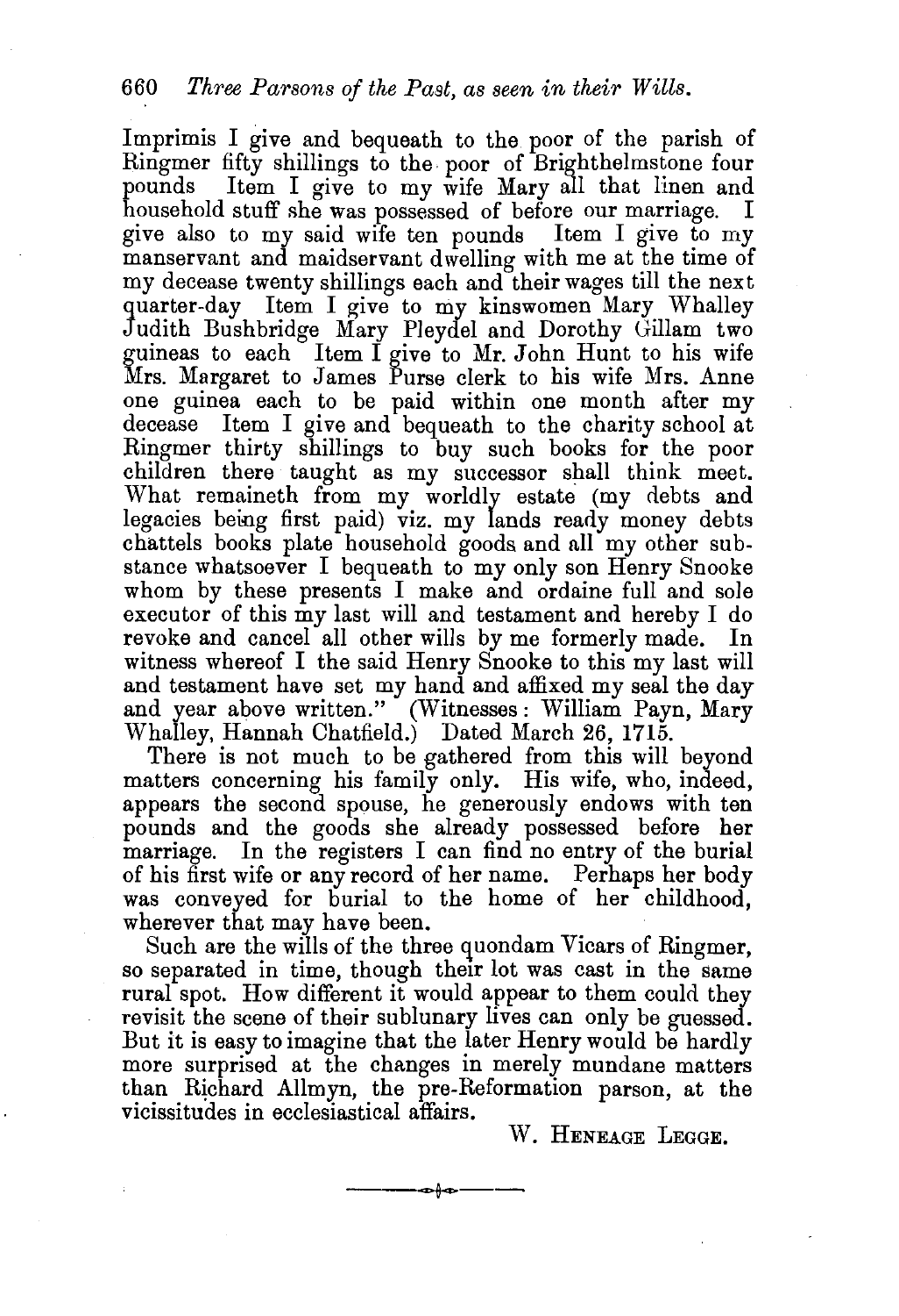Imprimis I give and bequeath to the poor of the parish of Ringmer fifty shillings to the poor of Brighthelmstone four pounds Item I give to my wife Mary all that linen and household stuff she was possessed of before our marriage. I give also to my said wife ten pounds Item I give to my manservant and maidservant dwelling with me at the time of my decease twenty shillings each and their wages till the next quarter-day Item I give to my kinswomen Mary Whalley Judith Bushbridge Mary Pleydel and Dorothy Gillam two guineas to each Item I give to Mr. John Hunt to his wife Mrs. Margaret to James Purse clerk to his wife Mrs. Anne one guinea each to be paid within one month after my decease Item I give and bequeath to the charity school at Ringmer thirty shillings to buy such books for the poor children there taught as my successor shall think meet. What remaineth from my worldly estate (my debts and legacies being first paid) viz. my lands ready money debts chattels books plate household goods and all my other substance whatsoever I bequeath to my only son Henry Snooke whom by these presents I make and ordaine full and sole executor of this my last will and testament and hereby I do revoke and cancel all other wills by me formerly made. In witness whereof I the said Henry Snooke to this my last will and testament have set my hand and affixed my seal the day and year above written." (Witnesses: William Payn, Mary Whalley, Hannah Chatfield.) Dated March 26, 1715.

There is not much to be gathered from this will beyond matters concerning his family only. His wife, who, indeed, appears the second spouse, he generously endows with ten pounds and the goods she already possessed before her marriage. In the registers I can find no entry of the burial of his first wife or any record of her name. Perhaps her body was conveyed for burial to the home of her childhood, wherever that may have been.

Such are the wills of the three quondam Vicars of Ringmer, so separated in time, though their lot was cast in the same rural spot. How different it would appear to them could they revisit the scene of their sublunary lives can only be guessed. But it is easy to imagine that the later Henry would be hardly more surprised at the changes in merely mundane matters than Richard Allmyn, the pre-Reformation parson, at the vicissitudes in ecclesiastical affairs.

W. HENEAGE LEGGE.